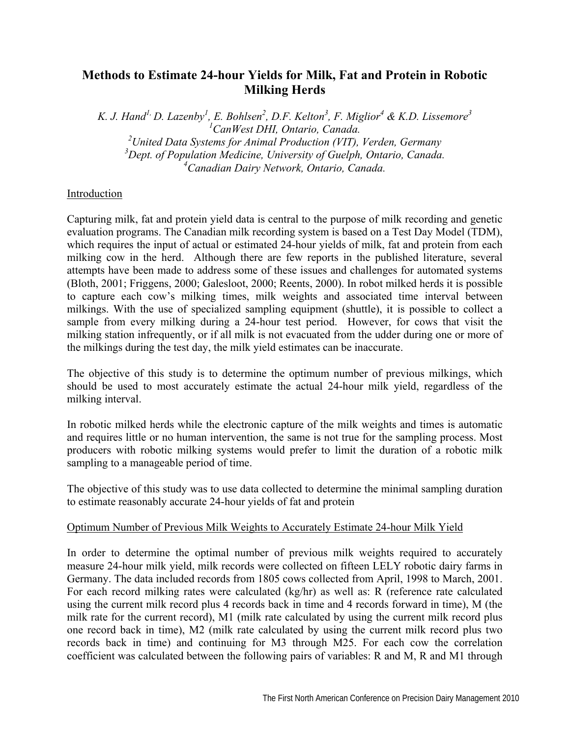# Methods to Estimate 24-hour Yields for Milk, Fat and Protein in Robotic Milking Herds

*K. J. Hand[1], D. Lazenby[1], E. Bohlsen[2], D.F. Kelton[3], F. Miglior[4] & K.D. Lissemore[3]*
*[1]CanWest DHI, Ontario, Canada.*
*[2]United Data Systems for Animal Production (VIT), Verden, Germany*
*[3]Dept. of Population Medicine, University of Guelph, Ontario, Canada.*
*[4]Canadian Dairy Network, Ontario, Canada.*

## Introduction

Capturing milk, fat and protein yield data is central to the purpose of milk recording and genetic evaluation programs. The Canadian milk recording system is based on a Test Day Model (TDM), which requires the input of actual or estimated 24-hour yields of milk, fat and protein from each milking cow in the herd. Although there are few reports in the published literature, several attempts have been made to address some of these issues and challenges for automated systems (Bloth, 2001; Friggens, 2000; Galesloot, 2000; Reents, 2000). In robot milked herds it is possible to capture each cow's milking times, milk weights and associated time interval between milkings. With the use of specialized sampling equipment (shuttle), it is possible to collect a sample from every milking during a 24-hour test period. However, for cows that visit the milking station infrequently, or if all milk is not evacuated from the udder during one or more of the milkings during the test day, the milk yield estimates can be inaccurate.

The objective of this study is to determine the optimum number of previous milkings, which should be used to most accurately estimate the actual 24-hour milk yield, regardless of the milking interval.

In robotic milked herds while the electronic capture of the milk weights and times is automatic and requires little or no human intervention, the same is not true for the sampling process. Most producers with robotic milking systems would prefer to limit the duration of a robotic milk sampling to a manageable period of time.

The objective of this study was to use data collected to determine the minimal sampling duration to estimate reasonably accurate 24-hour yields of fat and protein

## Optimum Number of Previous Milk Weights to Accurately Estimate 24-hour Milk Yield

In order to determine the optimal number of previous milk weights required to accurately measure 24-hour milk yield, milk records were collected on fifteen LELY robotic dairy farms in Germany. The data included records from 1805 cows collected from April, 1998 to March, 2001. For each record milking rates were calculated (kg/hr) as well as: R (reference rate calculated using the current milk record plus 4 records back in time and 4 records forward in time), M (the milk rate for the current record), M1 (milk rate calculated by using the current milk record plus one record back in time), M2 (milk rate calculated by using the current milk record plus two records back in time) and continuing for M3 through M25. For each cow the correlation coefficient was calculated between the following pairs of variables: R and M, R and M1 through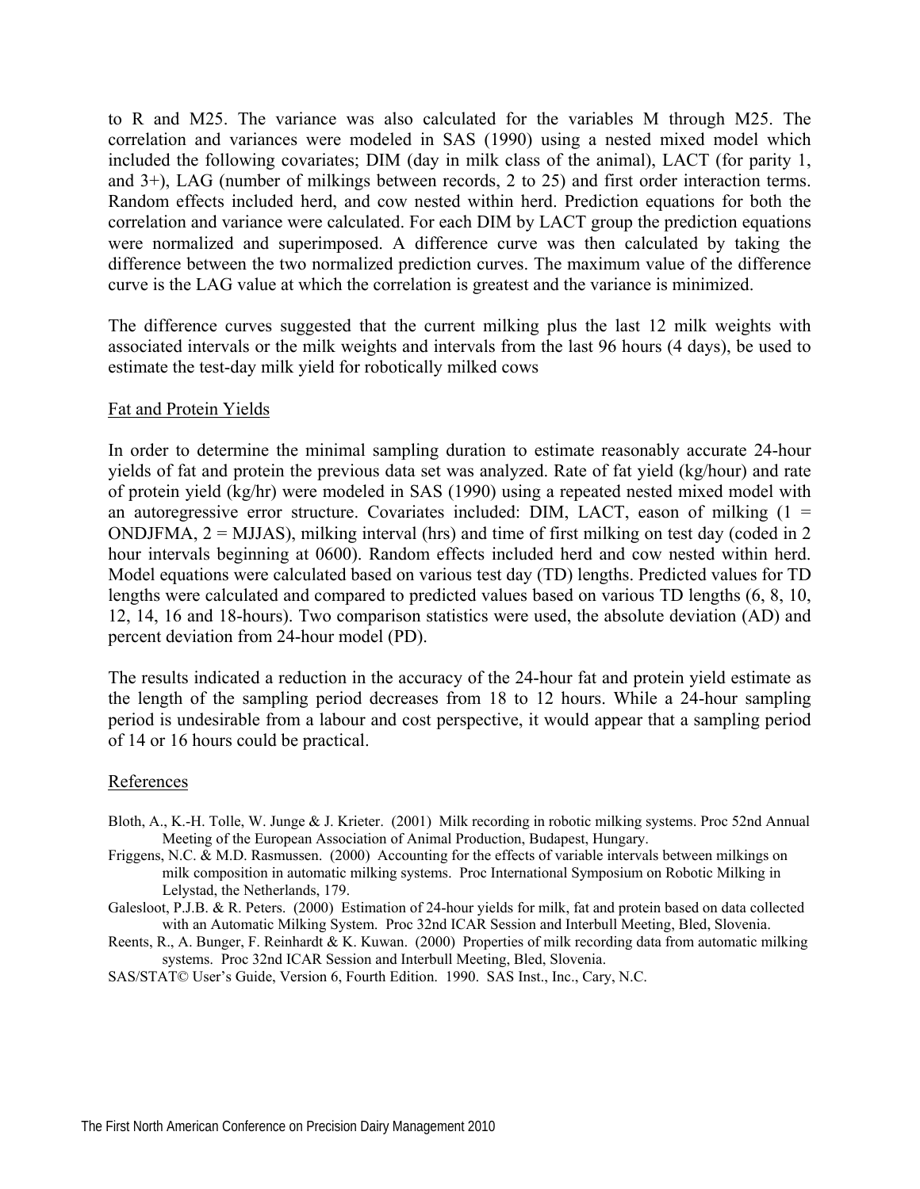to R and M25. The variance was also calculated for the variables M through M25. The correlation and variances were modeled in SAS (1990) using a nested mixed model which included the following covariates; DIM (day in milk class of the animal), LACT (for parity 1, and 3+), LAG (number of milkings between records, 2 to 25) and first order interaction terms. Random effects included herd, and cow nested within herd. Prediction equations for both the correlation and variance were calculated. For each DIM by LACT group the prediction equations were normalized and superimposed. A difference curve was then calculated by taking the difference between the two normalized prediction curves. The maximum value of the difference curve is the LAG value at which the correlation is greatest and the variance is minimized.

The difference curves suggested that the current milking plus the last 12 milk weights with associated intervals or the milk weights and intervals from the last 96 hours (4 days), be used to estimate the test-day milk yield for robotically milked cows

## Fat and Protein Yields

In order to determine the minimal sampling duration to estimate reasonably accurate 24-hour yields of fat and protein the previous data set was analyzed. Rate of fat yield (kg/hour) and rate of protein yield (kg/hr) were modeled in SAS (1990) using a repeated nested mixed model with an autoregressive error structure. Covariates included: DIM, LACT, eason of milking (1 = ONDJFMA, 2 = MJJAS), milking interval (hrs) and time of first milking on test day (coded in 2 hour intervals beginning at 0600). Random effects included herd and cow nested within herd. Model equations were calculated based on various test day (TD) lengths. Predicted values for TD lengths were calculated and compared to predicted values based on various TD lengths (6, 8, 10, 12, 14, 16 and 18-hours). Two comparison statistics were used, the absolute deviation (AD) and percent deviation from 24-hour model (PD).

The results indicated a reduction in the accuracy of the 24-hour fat and protein yield estimate as the length of the sampling period decreases from 18 to 12 hours. While a 24-hour sampling period is undesirable from a labour and cost perspective, it would appear that a sampling period of 14 or 16 hours could be practical.

## References

Bloth, A., K.-H. Tolle, W. Junge & J. Krieter. (2001) Milk recording in robotic milking systems. Proc 52nd Annual Meeting of the European Association of Animal Production, Budapest, Hungary.

Friggens, N.C. & M.D. Rasmussen. (2000) Accounting for the effects of variable intervals between milkings on milk composition in automatic milking systems. Proc International Symposium on Robotic Milking in Lelystad, the Netherlands, 179.

Galesloot, P.J.B. & R. Peters. (2000) Estimation of 24-hour yields for milk, fat and protein based on data collected with an Automatic Milking System. Proc 32nd ICAR Session and Interbull Meeting, Bled, Slovenia.

Reents, R., A. Bunger, F. Reinhardt & K. Kuwan. (2000) Properties of milk recording data from automatic milking systems. Proc 32nd ICAR Session and Interbull Meeting, Bled, Slovenia.

SAS/STAT© User's Guide, Version 6, Fourth Edition. 1990. SAS Inst., Inc., Cary, N.C.